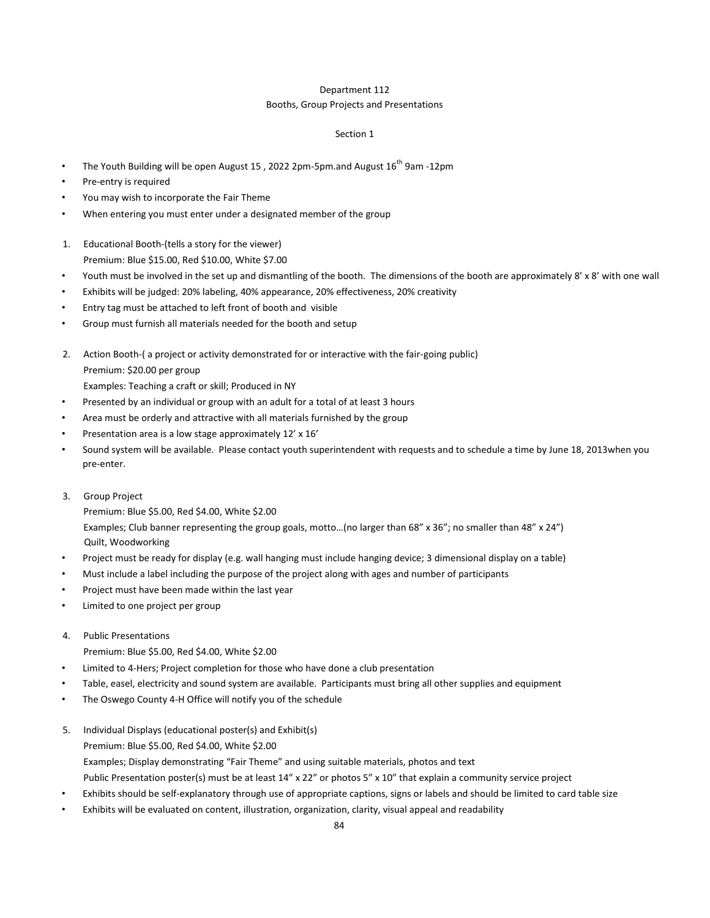# Department 112

## Booths, Group Projects and Presentations

### Section 1

- The Youth Building will be open August 15 , 2022 2pm-5pm.and August 16th 9am -12pm
- Pre-entry is required
- You may wish to incorporate the Fair Theme
- When entering you must enter under a designated member of the group

1. Educational Booth-(tells a story for the viewer)
   Premium: Blue $15.00, Red $10.00, White $7.00

- Youth must be involved in the set up and dismantling of the booth. The dimensions of the booth are approximately 8' x 8' with one wall
- Exhibits will be judged: 20% labeling, 40% appearance, 20% effectiveness, 20% creativity
- Entry tag must be attached to left front of booth and visible
- Group must furnish all materials needed for the booth and setup

2. Action Booth-( a project or activity demonstrated for or interactive with the fair-going public)
   Premium: $20.00 per group
   Examples: Teaching a craft or skill; Produced in NY

- Presented by an individual or group with an adult for a total of at least 3 hours
- Area must be orderly and attractive with all materials furnished by the group
- Presentation area is a low stage approximately 12' x 16'
- Sound system will be available. Please contact youth superintendent with requests and to schedule a time by June 18, 2013when you pre-enter.

3. Group Project
   Premium: Blue $5.00, Red $4.00, White $2.00
   Examples; Club banner representing the group goals, motto…(no larger than 68" x 36"; no smaller than 48" x 24")
   Quilt, Woodworking

- Project must be ready for display (e.g. wall hanging must include hanging device; 3 dimensional display on a table)
- Must include a label including the purpose of the project along with ages and number of participants
- Project must have been made within the last year
- Limited to one project per group

4. Public Presentations
   Premium: Blue $5.00, Red $4.00, White $2.00

- Limited to 4-Hers; Project completion for those who have done a club presentation
- Table, easel, electricity and sound system are available. Participants must bring all other supplies and equipment
- The Oswego County 4-H Office will notify you of the schedule

5. Individual Displays (educational poster(s) and Exhibit(s)
   Premium: Blue $5.00, Red $4.00, White $2.00
   Examples; Display demonstrating "Fair Theme" and using suitable materials, photos and text
   Public Presentation poster(s) must be at least 14" x 22" or photos 5" x 10" that explain a community service project

- Exhibits should be self-explanatory through use of appropriate captions, signs or labels and should be limited to card table size
- Exhibits will be evaluated on content, illustration, organization, clarity, visual appeal and readability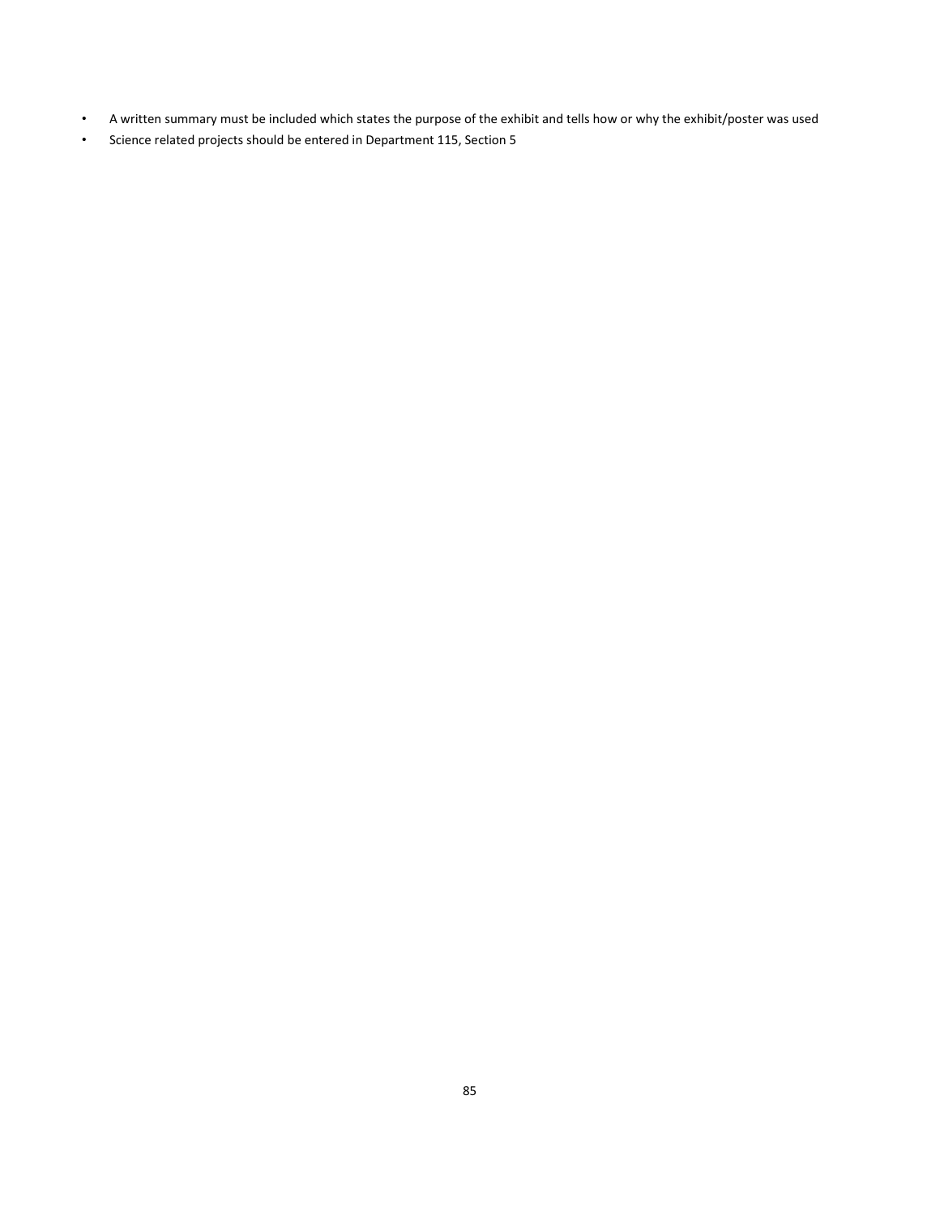- A written summary must be included which states the purpose of the exhibit and tells how or why the exhibit/poster was used
- Science related projects should be entered in Department 115, Section 5